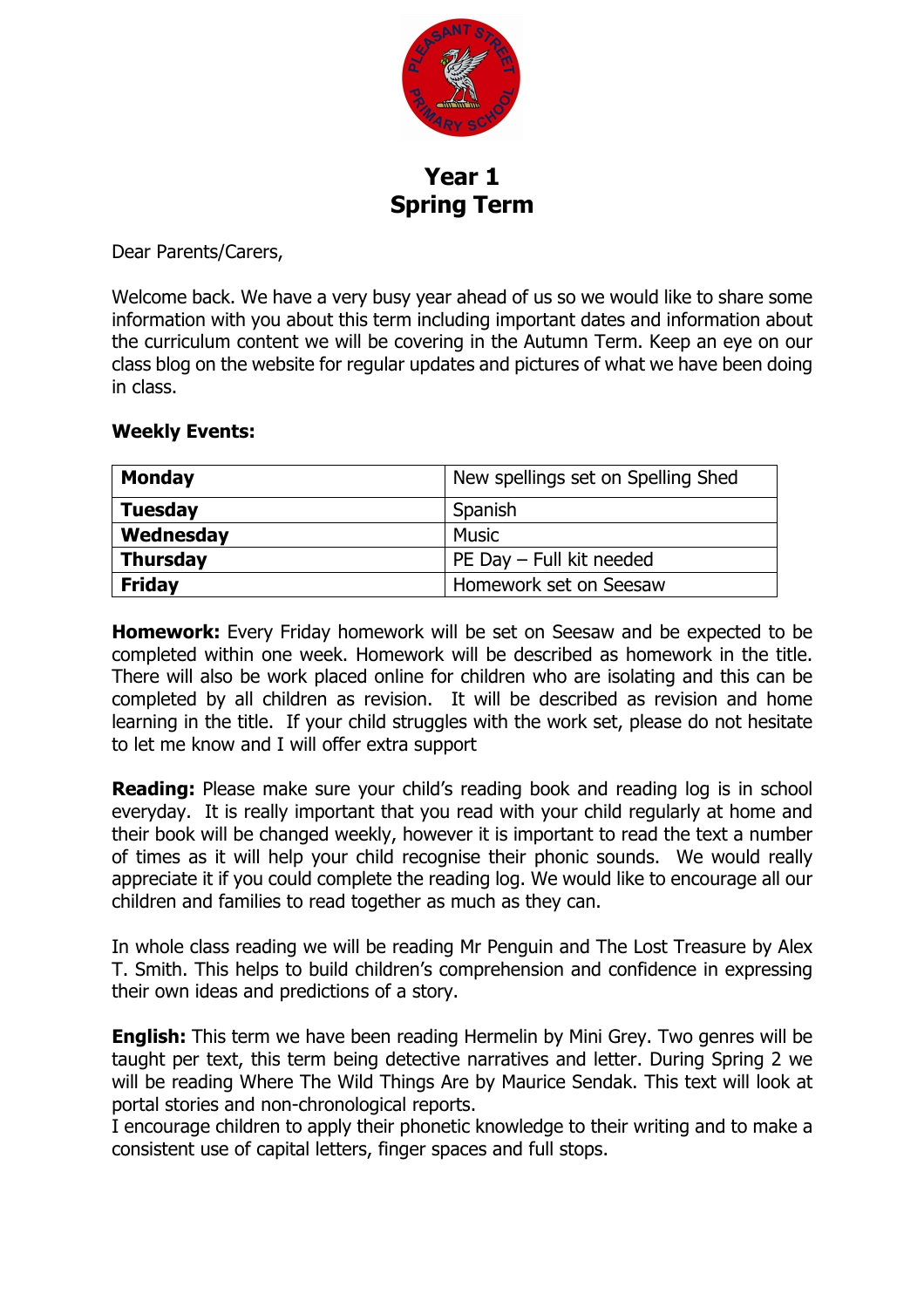# Year 1
# Spring Term

Dear Parents/Carers,

Welcome back. We have a very busy year ahead of us so we would like to share some information with you about this term including important dates and information about the curriculum content we will be covering in the Autumn Term. Keep an eye on our class blog on the website for regular updates and pictures of what we have been doing in class.

**Weekly Events:**

| **Monday** | New spellings set on Spelling Shed |
|---|---|
| **Tuesday** | Spanish |
| **Wednesday** | Music |
| **Thursday** | PE Day – Full kit needed |
| **Friday** | Homework set on Seesaw |

**Homework:** Every Friday homework will be set on Seesaw and be expected to be completed within one week. Homework will be described as homework in the title. There will also be work placed online for children who are isolating and this can be completed by all children as revision. It will be described as revision and home learning in the title. If your child struggles with the work set, please do not hesitate to let me know and I will offer extra support

**Reading:** Please make sure your child's reading book and reading log is in school everyday. It is really important that you read with your child regularly at home and their book will be changed weekly, however it is important to read the text a number of times as it will help your child recognise their phonic sounds. We would really appreciate it if you could complete the reading log. We would like to encourage all our children and families to read together as much as they can.

In whole class reading we will be reading Mr Penguin and The Lost Treasure by Alex T. Smith. This helps to build children's comprehension and confidence in expressing their own ideas and predictions of a story.

**English:** This term we have been reading Hermelin by Mini Grey. Two genres will be taught per text, this term being detective narratives and letter. During Spring 2 we will be reading Where The Wild Things Are by Maurice Sendak. This text will look at portal stories and non-chronological reports.
I encourage children to apply their phonetic knowledge to their writing and to make a consistent use of capital letters, finger spaces and full stops.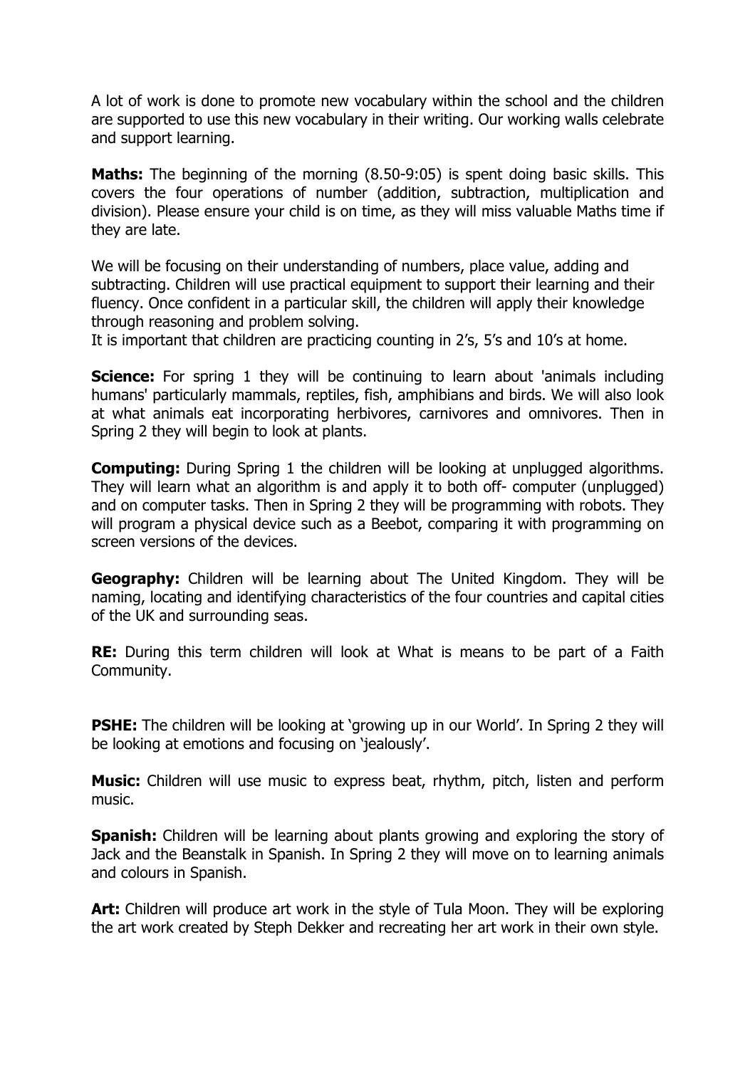A lot of work is done to promote new vocabulary within the school and the children are supported to use this new vocabulary in their writing. Our working walls celebrate and support learning.

**Maths:** The beginning of the morning (8.50-9:05) is spent doing basic skills. This covers the four operations of number (addition, subtraction, multiplication and division). Please ensure your child is on time, as they will miss valuable Maths time if they are late.

We will be focusing on their understanding of numbers, place value, adding and subtracting. Children will use practical equipment to support their learning and their fluency. Once confident in a particular skill, the children will apply their knowledge through reasoning and problem solving.
It is important that children are practicing counting in 2's, 5's and 10's at home.

**Science:** For spring 1 they will be continuing to learn about 'animals including humans' particularly mammals, reptiles, fish, amphibians and birds. We will also look at what animals eat incorporating herbivores, carnivores and omnivores. Then in Spring 2 they will begin to look at plants.

**Computing:** During Spring 1 the children will be looking at unplugged algorithms. They will learn what an algorithm is and apply it to both off- computer (unplugged) and on computer tasks. Then in Spring 2 they will be programming with robots. They will program a physical device such as a Beebot, comparing it with programming on screen versions of the devices.

**Geography:** Children will be learning about The United Kingdom. They will be naming, locating and identifying characteristics of the four countries and capital cities of the UK and surrounding seas.

**RE:** During this term children will look at What is means to be part of a Faith Community.

**PSHE:** The children will be looking at 'growing up in our World'. In Spring 2 they will be looking at emotions and focusing on 'jealously'.

**Music:** Children will use music to express beat, rhythm, pitch, listen and perform music.

**Spanish:** Children will be learning about plants growing and exploring the story of Jack and the Beanstalk in Spanish. In Spring 2 they will move on to learning animals and colours in Spanish.

**Art:** Children will produce art work in the style of Tula Moon. They will be exploring the art work created by Steph Dekker and recreating her art work in their own style.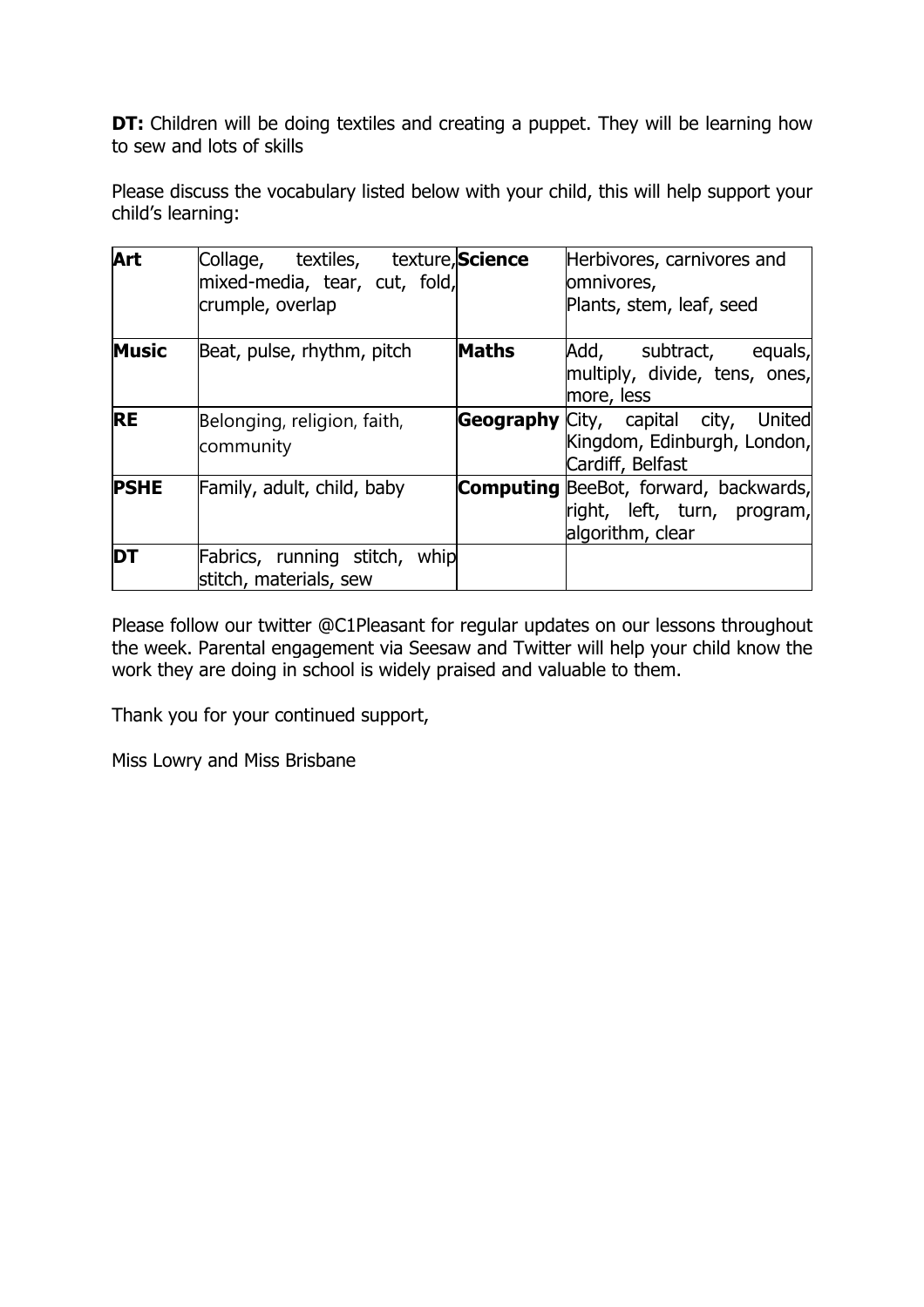**DT:** Children will be doing textiles and creating a puppet. They will be learning how to sew and lots of skills

Please discuss the vocabulary listed below with your child, this will help support your child's learning:

| | | | |
|---|---|---|---|
| **Art** | Collage, textiles, texture, mixed-media, tear, cut, fold, crumple, overlap | **Science** | Herbivores, carnivores and omnivores, Plants, stem, leaf, seed |
| **Music** | Beat, pulse, rhythm, pitch | **Maths** | Add, subtract, equals, multiply, divide, tens, ones, more, less |
| **RE** | Belonging, religion, faith, community | **Geography** | City, capital city, United Kingdom, Edinburgh, London, Cardiff, Belfast |
| **PSHE** | Family, adult, child, baby | **Computing** | BeeBot, forward, backwards, right, left, turn, program, algorithm, clear |
| **DT** | Fabrics, running stitch, whip stitch, materials, sew | | |

Please follow our twitter @C1Pleasant for regular updates on our lessons throughout the week. Parental engagement via Seesaw and Twitter will help your child know the work they are doing in school is widely praised and valuable to them.

Thank you for your continued support,

Miss Lowry and Miss Brisbane